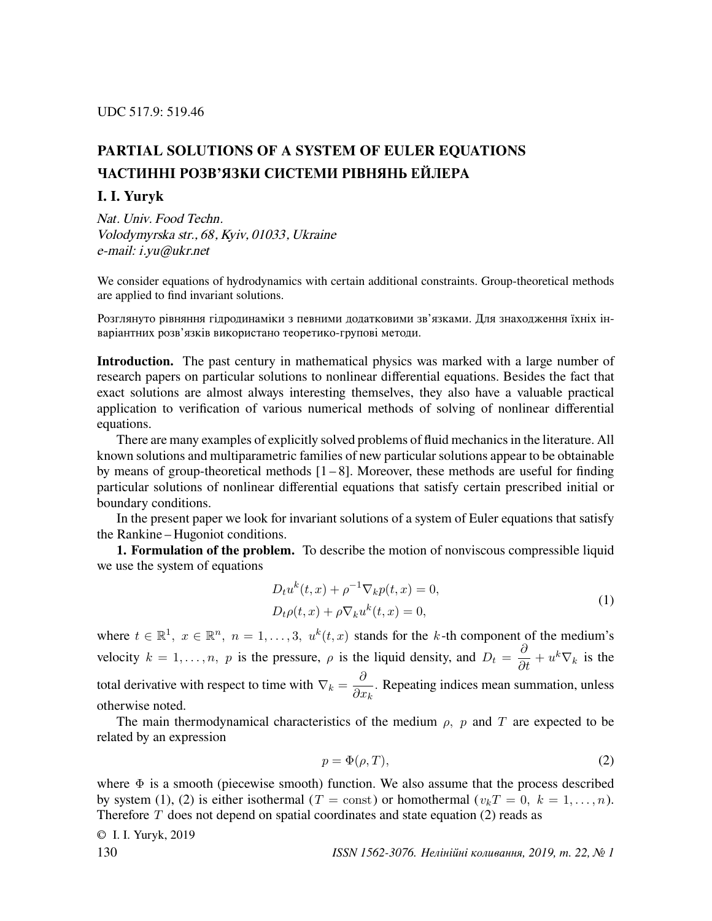UDC 517.9: 519.46

# PARTIAL SOLUTIONS OF A SYSTEM OF EULER EQUATIONS
# ЧАСТИННІ РОЗВ'ЯЗКИ СИСТЕМИ РІВНЯНЬ ЕЙЛЕРА

**I. I. Yuryk**

*Nat. Univ. Food Techn.*
*Volodymyrska str., 68, Kyiv, 01033, Ukraine*
*e-mail: i.yu@ukr.net*

We consider equations of hydrodynamics with certain additional constraints. Group-theoretical methods are applied to find invariant solutions.

Розглянуто рівняння гідродинаміки з певними додатковими зв'язками. Для знаходження їхніх інваріантних розв'язків використано теоретико-групові методи.

**Introduction.** The past century in mathematical physics was marked with a large number of research papers on particular solutions to nonlinear differential equations. Besides the fact that exact solutions are almost always interesting themselves, they also have a valuable practical application to verification of various numerical methods of solving of nonlinear differential equations.

There are many examples of explicitly solved problems of fluid mechanics in the literature. All known solutions and multiparametric families of new particular solutions appear to be obtainable by means of group-theoretical methods [1 – 8]. Moreover, these methods are useful for finding particular solutions of nonlinear differential equations that satisfy certain prescribed initial or boundary conditions.

In the present paper we look for invariant solutions of a system of Euler equations that satisfy the Rankine – Hugoniot conditions.

**1. Formulation of the problem.** To describe the motion of nonviscous compressible liquid we use the system of equations

$$
\begin{aligned}
&D_t u^k(t,x) + \rho^{-1}\nabla_k p(t,x) = 0,\\
&D_t \rho(t,x) + \rho \nabla_k u^k(t,x) = 0,
\end{aligned}
\tag{1}
$$

where $t \in \mathbb{R}^1,\ x \in \mathbb{R}^n,\ n = 1,\ldots,3,\ u^k(t,x)$ stands for the $k$-th component of the medium's velocity $k = 1,\ldots,n,\ p$ is the pressure, $\rho$ is the liquid density, and $D_t = \dfrac{\partial}{\partial t} + u^k \nabla_k$ is the total derivative with respect to time with $\nabla_k = \dfrac{\partial}{\partial x_k}$. Repeating indices mean summation, unless otherwise noted.

The main thermodynamical characteristics of the medium $\rho,\ p$ and $T$ are expected to be related by an expression

$$
p = \Phi(\rho, T),
\tag{2}
$$

where $\Phi$ is a smooth (piecewise smooth) function. We also assume that the process described by system (1), (2) is either isothermal ($T = \text{const}$) or homothermal ($v_k T = 0,\ k = 1,\ldots,n$). Therefore $T$ does not depend on spatial coordinates and state equation (2) reads as

© I. I. Yuryk, 2019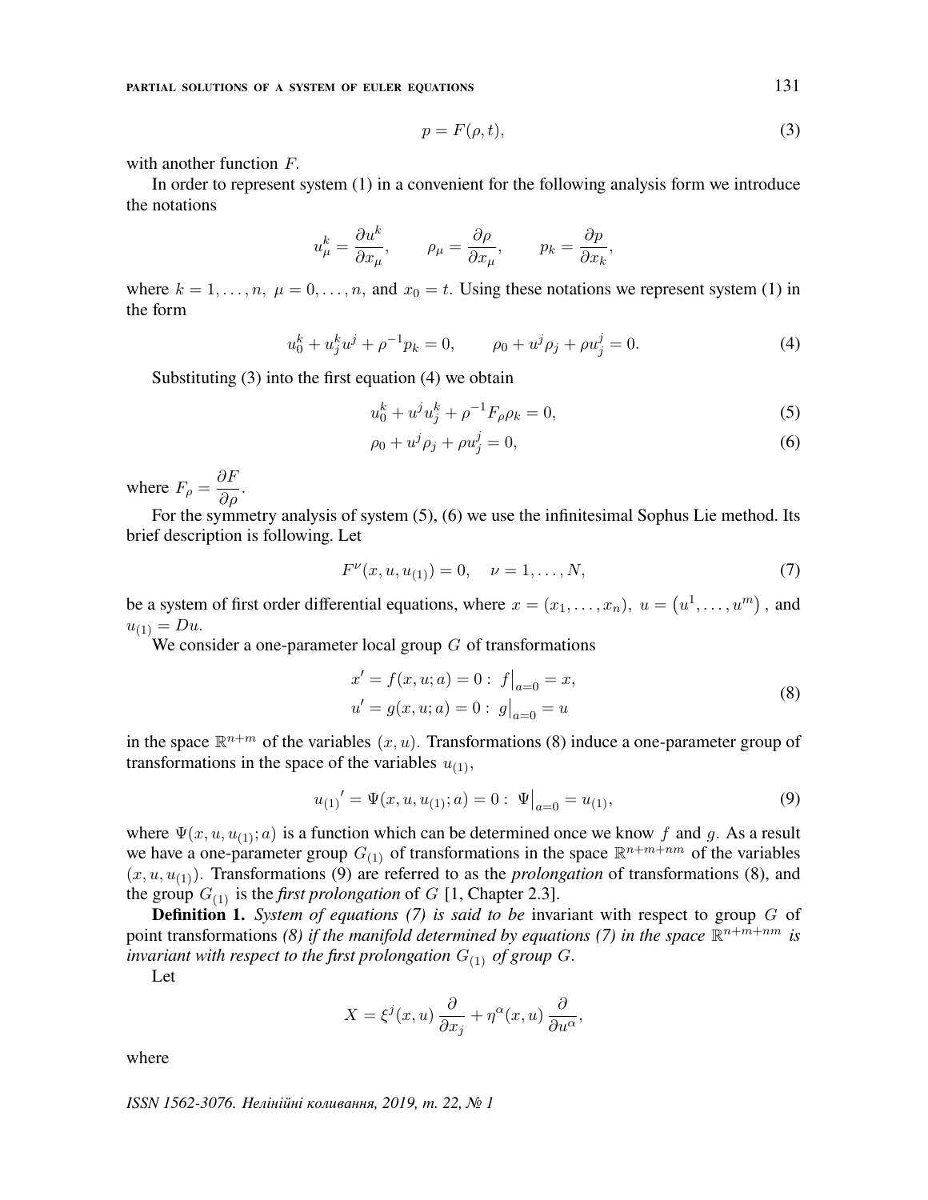$$p = F(\rho, t), \tag{3}$$

with another function $F$.

In order to represent system (1) in a convenient for the following analysis form we introduce the notations

$$u^k_\mu = \frac{\partial u^k}{\partial x_\mu}, \qquad \rho_\mu = \frac{\partial \rho}{\partial x_\mu}, \qquad p_k = \frac{\partial p}{\partial x_k},$$

where $k = 1, \ldots, n,\ \mu = 0, \ldots, n,$ and $x_0 = t$. Using these notations we represent system (1) in the form

$$u^k_0 + u^k_j u^j + \rho^{-1} p_k = 0, \qquad \rho_0 + u^j \rho_j + \rho u^j_j = 0. \tag{4}$$

Substituting (3) into the first equation (4) we obtain

$$u^k_0 + u^j u^k_j + \rho^{-1} F_\rho \rho_k = 0, \tag{5}$$

$$\rho_0 + u^j \rho_j + \rho u^j_j = 0, \tag{6}$$

where $F_\rho = \dfrac{\partial F}{\partial \rho}$.

For the symmetry analysis of system (5), (6) we use the infinitesimal Sophus Lie method. Its brief description is following. Let

$$F^\nu(x, u, u_{(1)}) = 0, \quad \nu = 1, \ldots, N, \tag{7}$$

be a system of first order differential equations, where $x = (x_1, \ldots, x_n),\ u = \left(u^1, \ldots, u^m\right)$, and $u_{(1)} = Du$.

We consider a one-parameter local group $G$ of transformations

$$\begin{aligned} x' &= f(x, u; a) = 0 : \ f\big|_{a=0} = x, \\ u' &= g(x, u; a) = 0 : \ g\big|_{a=0} = u \end{aligned} \tag{8}$$

in the space $\mathbb{R}^{n+m}$ of the variables $(x, u)$. Transformations (8) induce a one-parameter group of transformations in the space of the variables $u_{(1)}$,

$$u_{(1)}{}' = \Psi(x, u, u_{(1)}; a) = 0 : \ \Psi\big|_{a=0} = u_{(1)}, \tag{9}$$

where $\Psi(x, u, u_{(1)}; a)$ is a function which can be determined once we know $f$ and $g$. As a result we have a one-parameter group $G_{(1)}$ of transformations in the space $\mathbb{R}^{n+m+nm}$ of the variables $(x, u, u_{(1)})$. Transformations (9) are referred to as the *prolongation* of transformations (8), and the group $G_{(1)}$ is the *first prolongation* of $G$ [1, Chapter 2.3].

**Definition 1.** *System of equations (7) is said to be* invariant with respect to group $G$ of point transformations *(8) if the manifold determined by equations (7) in the space* $\mathbb{R}^{n+m+nm}$ *is invariant with respect to the first prolongation* $G_{(1)}$ *of group* $G$.

Let

$$X = \xi^j(x, u)\, \frac{\partial}{\partial x_j} + \eta^\alpha(x, u)\, \frac{\partial}{\partial u^\alpha},$$

where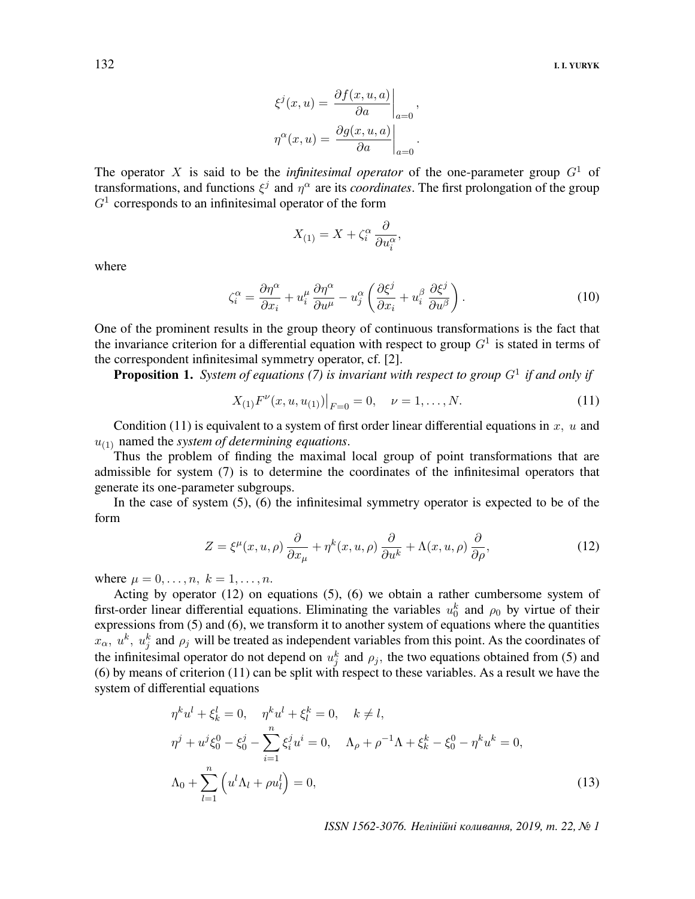$$\xi^j(x,u) = \left.\frac{\partial f(x,u,a)}{\partial a}\right|_{a=0},$$
$$\eta^\alpha(x,u) = \left.\frac{\partial g(x,u,a)}{\partial a}\right|_{a=0}.$$

The operator $X$ is said to be the *infinitesimal operator* of the one-parameter group $G^1$ of transformations, and functions $\xi^j$ and $\eta^\alpha$ are its *coordinates*. The first prolongation of the group $G^1$ corresponds to an infinitesimal operator of the form

$$X_{(1)} = X + \zeta_i^\alpha \frac{\partial}{\partial u_i^\alpha},$$

where

$$\zeta_i^\alpha = \frac{\partial \eta^\alpha}{\partial x_i} + u_i^\mu \frac{\partial \eta^\alpha}{\partial u^\mu} - u_j^\alpha \left(\frac{\partial \xi^j}{\partial x_i} + u_i^\beta \frac{\partial \xi^j}{\partial u^\beta}\right). \tag{10}$$

One of the prominent results in the group theory of continuous transformations is the fact that the invariance criterion for a differential equation with respect to group $G^1$ is stated in terms of the correspondent infinitesimal symmetry operator, cf. [2].

**Proposition 1.** *System of equations (7) is invariant with respect to group $G^1$ if and only if*

$$X_{(1)} F^\nu(x,u,u_{(1)})\big|_{F=0} = 0, \quad \nu = 1,\ldots,N. \tag{11}$$

Condition (11) is equivalent to a system of first order linear differential equations in $x$, $u$ and $u_{(1)}$ named the *system of determining equations*.

Thus the problem of finding the maximal local group of point transformations that are admissible for system (7) is to determine the coordinates of the infinitesimal operators that generate its one-parameter subgroups.

In the case of system (5), (6) the infinitesimal symmetry operator is expected to be of the form

$$Z = \xi^\mu(x,u,\rho)\frac{\partial}{\partial x_\mu} + \eta^k(x,u,\rho)\frac{\partial}{\partial u^k} + \Lambda(x,u,\rho)\frac{\partial}{\partial \rho}, \tag{12}$$

where $\mu = 0,\ldots,n,\ k = 1,\ldots,n$.

Acting by operator (12) on equations (5), (6) we obtain a rather cumbersome system of first-order linear differential equations. Eliminating the variables $u_0^k$ and $\rho_0$ by virtue of their expressions from (5) and (6), we transform it to another system of equations where the quantities $x_\alpha,\ u^k,\ u_j^k$ and $\rho_j$ will be treated as independent variables from this point. As the coordinates of the infinitesimal operator do not depend on $u_j^k$ and $\rho_j$, the two equations obtained from (5) and (6) by means of criterion (11) can be split with respect to these variables. As a result we have the system of differential equations

$$\begin{aligned}
&\eta^k u^l + \xi_k^l = 0, \quad \eta^k u^l + \xi_l^k = 0, \quad k \neq l, \\
&\eta^j + u^j \xi_0^0 - \xi_0^j - \sum_{i=1}^n \xi_i^j u^i = 0, \quad \Lambda_\rho + \rho^{-1}\Lambda + \xi_k^k - \xi_0^0 - \eta^k u^k = 0, \\
&\Lambda_0 + \sum_{l=1}^n \left(u^l \Lambda_l + \rho u_l^l\right) = 0,
\end{aligned} \tag{13}$$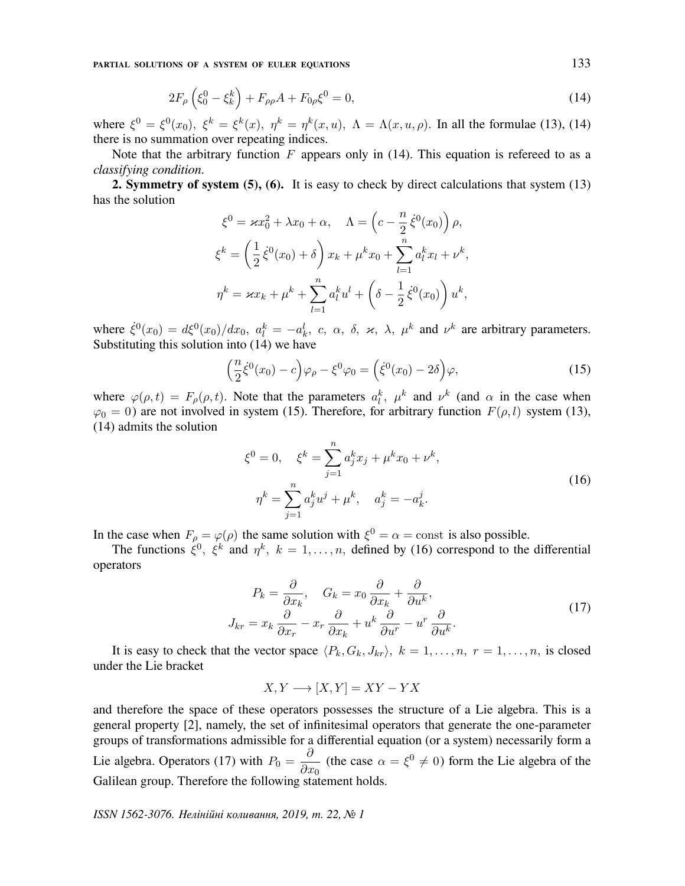$$2F_\rho\left(\xi^0_0 - \xi^k_k\right) + F_{\rho\rho}A + F_{0\rho}\xi^0 = 0, \tag{14}$$

where $\xi^0 = \xi^0(x_0),\ \xi^k = \xi^k(x),\ \eta^k = \eta^k(x,u),\ \Lambda = \Lambda(x,u,\rho)$. In all the formulae (13), (14) there is no summation over repeating indices.

Note that the arbitrary function $F$ appears only in (14). This equation is refereed to as a *classifying condition*.

**2. Symmetry of system (5), (6).** It is easy to check by direct calculations that system (13) has the solution

$$\xi^0 = \varkappa x_0^2 + \lambda x_0 + \alpha, \quad \Lambda = \left(c - \frac{n}{2}\,\dot{\xi}^0(x_0)\right)\rho,$$

$$\xi^k = \left(\frac{1}{2}\,\dot{\xi}^0(x_0) + \delta\right)x_k + \mu^k x_0 + \sum_{l=1}^{n} a^k_l x_l + \nu^k,$$

$$\eta^k = \varkappa x_k + \mu^k + \sum_{l=1}^{n} a^k_l u^l + \left(\delta - \frac{1}{2}\,\dot{\xi}^0(x_0)\right)u^k,$$

where $\dot{\xi}^0(x_0) = d\xi^0(x_0)/dx_0,\ a^k_l = -a^l_k,\ c,\ \alpha,\ \delta,\ \varkappa,\ \lambda,\ \mu^k$ and $\nu^k$ are arbitrary parameters. Substituting this solution into (14) we have

$$\left(\frac{n}{2}\dot{\xi}^0(x_0) - c\right)\varphi_\rho - \xi^0\varphi_0 = \left(\dot{\xi}^0(x_0) - 2\delta\right)\varphi, \tag{15}$$

where $\varphi(\rho,t) = F_\rho(\rho,t)$. Note that the parameters $a^k_l,\ \mu^k$ and $\nu^k$ (and $\alpha$ in the case when $\varphi_0 = 0$) are not involved in system (15). Therefore, for arbitrary function $F(\rho,l)$ system (13), (14) admits the solution

$$\xi^0 = 0, \quad \xi^k = \sum_{j=1}^{n} a^k_j x_j + \mu^k x_0 + \nu^k,$$
$$\eta^k = \sum_{j=1}^{n} a^k_j u^j + \mu^k, \quad a^k_j = -a^j_k. \tag{16}$$

In the case when $F_\rho = \varphi(\rho)$ the same solution with $\xi^0 = \alpha = \mathrm{const}$ is also possible.

The functions $\xi^0,\ \xi^k$ and $\eta^k,\ k = 1,\ldots,n$, defined by (16) correspond to the differential operators

$$P_k = \frac{\partial}{\partial x_k}, \quad G_k = x_0\,\frac{\partial}{\partial x_k} + \frac{\partial}{\partial u^k},$$
$$J_{kr} = x_k\,\frac{\partial}{\partial x_r} - x_r\,\frac{\partial}{\partial x_k} + u^k\,\frac{\partial}{\partial u^r} - u^r\,\frac{\partial}{\partial u^k}. \tag{17}$$

It is easy to check that the vector space $\langle P_k, G_k, J_{kr}\rangle,\ k = 1,\ldots,n,\ r = 1,\ldots,n$, is closed under the Lie bracket

$$X, Y \longrightarrow [X,Y] = XY - YX$$

and therefore the space of these operators possesses the structure of a Lie algebra. This is a general property [2], namely, the set of infinitesimal operators that generate the one-parameter groups of transformations admissible for a differential equation (or a system) necessarily form a Lie algebra. Operators (17) with $P_0 = \dfrac{\partial}{\partial x_0}$ (the case $\alpha = \xi^0 \neq 0$) form the Lie algebra of the Galilean group. Therefore the following statement holds.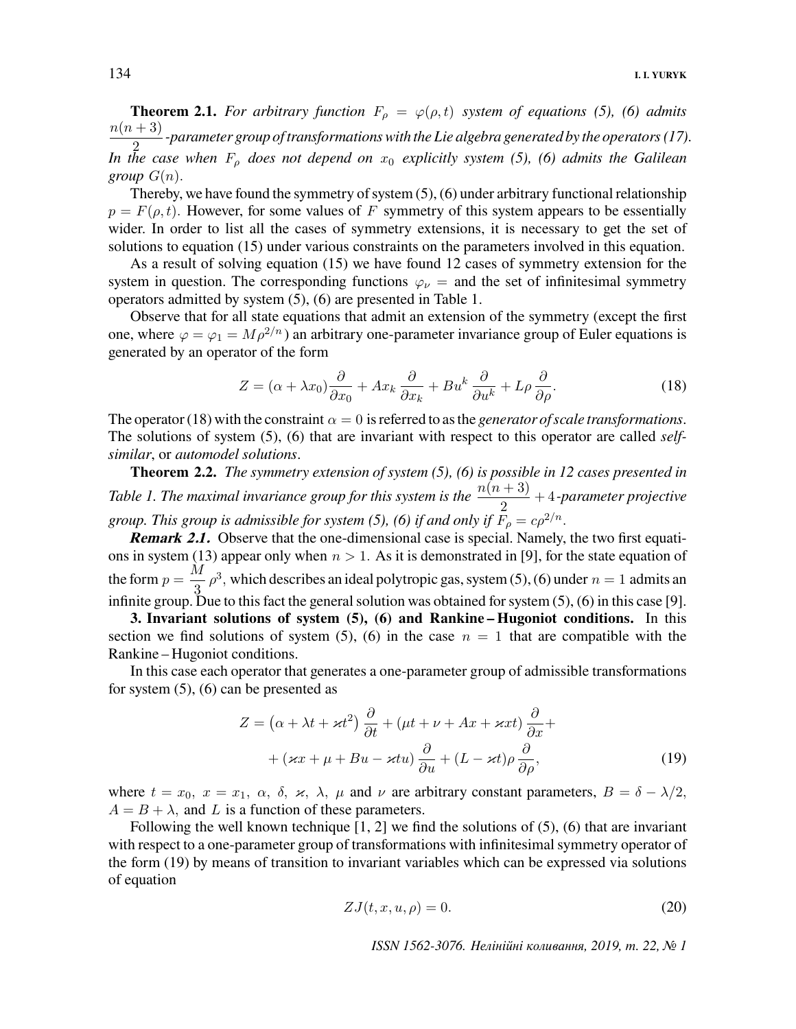**Theorem 2.1.** *For arbitrary function $F_\rho = \varphi(\rho, t)$ system of equations (5), (6) admits $\dfrac{n(n+3)}{2}$-parameter group of transformations with the Lie algebra generated by the operators (17). In the case when $F_\rho$ does not depend on $x_0$ explicitly system (5), (6) admits the Galilean group $G(n)$.*

Thereby, we have found the symmetry of system (5), (6) under arbitrary functional relationship $p = F(\rho, t)$. However, for some values of $F$ symmetry of this system appears to be essentially wider. In order to list all the cases of symmetry extensions, it is necessary to get the set of solutions to equation (15) under various constraints on the parameters involved in this equation.

As a result of solving equation (15) we have found 12 cases of symmetry extension for the system in question. The corresponding functions $\varphi_\nu =$ and the set of infinitesimal symmetry operators admitted by system (5), (6) are presented in Table 1.

Observe that for all state equations that admit an extension of the symmetry (except the first one, where $\varphi = \varphi_1 = M\rho^{2/n}$) an arbitrary one-parameter invariance group of Euler equations is generated by an operator of the form

$$Z = (\alpha + \lambda x_0)\frac{\partial}{\partial x_0} + Ax_k\frac{\partial}{\partial x_k} + Bu^k\frac{\partial}{\partial u^k} + L\rho\frac{\partial}{\partial \rho}. \tag{18}$$

The operator (18) with the constraint $\alpha = 0$ is referred to as the *generator of scale transformations*. The solutions of system (5), (6) that are invariant with respect to this operator are called *self-similar*, or *automodel solutions*.

**Theorem 2.2.** *The symmetry extension of system (5), (6) is possible in 12 cases presented in Table 1. The maximal invariance group for this system is the $\dfrac{n(n+3)}{2}+4$-parameter projective group. This group is admissible for system (5), (6) if and only if $F_\rho = c\rho^{2/n}$.*

***Remark 2.1.*** Observe that the one-dimensional case is special. Namely, the two first equations in system (13) appear only when $n > 1$. As it is demonstrated in [9], for the state equation of the form $p = \dfrac{M}{3}\rho^3$, which describes an ideal polytropic gas, system (5), (6) under $n = 1$ admits an infinite group. Due to this fact the general solution was obtained for system (5), (6) in this case [9].

**3. Invariant solutions of system (5), (6) and Rankine – Hugoniot conditions.** In this section we find solutions of system (5), (6) in the case $n = 1$ that are compatible with the Rankine – Hugoniot conditions.

In this case each operator that generates a one-parameter group of admissible transformations for system (5), (6) can be presented as

$$Z = \left(\alpha + \lambda t + \varkappa t^2\right)\frac{\partial}{\partial t} + (\mu t + \nu + Ax + \varkappa xt)\frac{\partial}{\partial x} + \\ + (\varkappa x + \mu + Bu - \varkappa tu)\frac{\partial}{\partial u} + (L - \varkappa t)\rho\frac{\partial}{\partial \rho}, \tag{19}$$

where $t = x_0$, $x = x_1$, $\alpha$, $\delta$, $\varkappa$, $\lambda$, $\mu$ and $\nu$ are arbitrary constant parameters, $B = \delta - \lambda/2$, $A = B + \lambda$, and $L$ is a function of these parameters.

Following the well known technique [1, 2] we find the solutions of (5), (6) that are invariant with respect to a one-parameter group of transformations with infinitesimal symmetry operator of the form (19) by means of transition to invariant variables which can be expressed via solutions of equation

$$ZJ(t, x, u, \rho) = 0. \tag{20}$$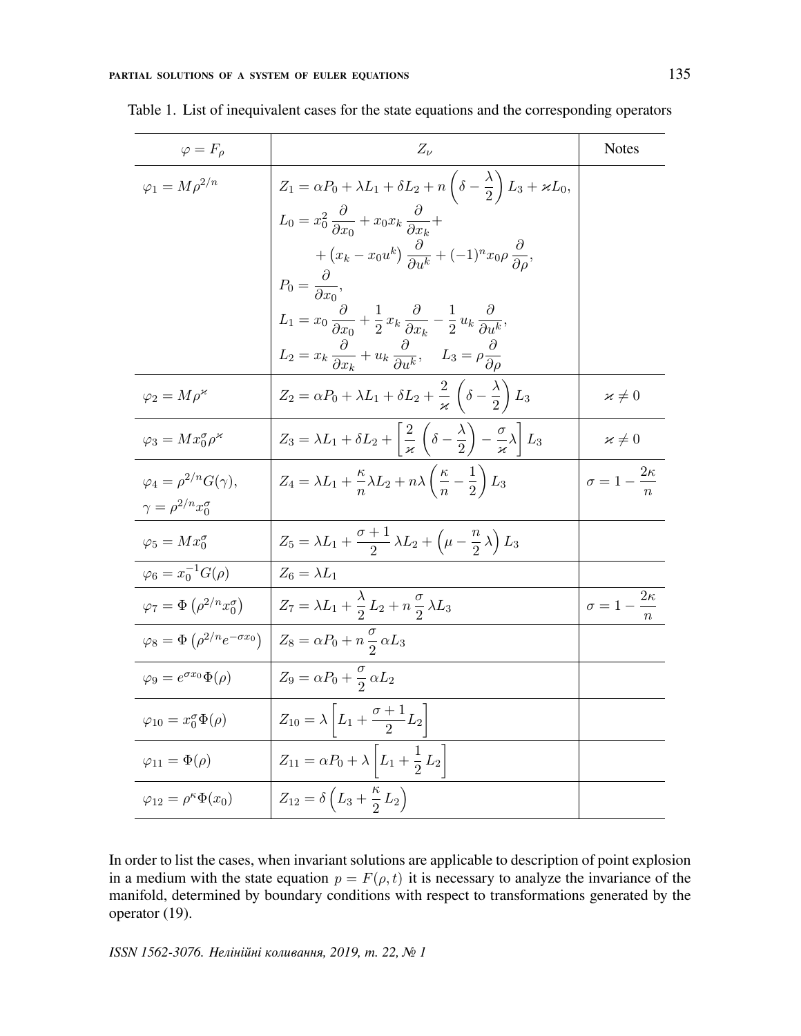Table 1. List of inequivalent cases for the state equations and the corresponding operators

| $\varphi = F_\rho$ | $Z_\nu$ | Notes |
|---|---|---|
| $\varphi_1 = M\rho^{2/n}$ | $Z_1 = \alpha P_0 + \lambda L_1 + \delta L_2 + n\left(\delta - \dfrac{\lambda}{2}\right) L_3 + \varkappa L_0,$ $L_0 = x_0^2 \dfrac{\partial}{\partial x_0} + x_0 x_k \dfrac{\partial}{\partial x_k} + \left(x_k - x_0 u^k\right) \dfrac{\partial}{\partial u^k} + (-1)^n x_0 \rho \dfrac{\partial}{\partial \rho},$ $P_0 = \dfrac{\partial}{\partial x_0},$ $L_1 = x_0 \dfrac{\partial}{\partial x_0} + \dfrac{1}{2} x_k \dfrac{\partial}{\partial x_k} - \dfrac{1}{2} u_k \dfrac{\partial}{\partial u^k},$ $L_2 = x_k \dfrac{\partial}{\partial x_k} + u_k \dfrac{\partial}{\partial u^k}, \quad L_3 = \rho \dfrac{\partial}{\partial \rho}$ | |
| $\varphi_2 = M\rho^{\varkappa}$ | $Z_2 = \alpha P_0 + \lambda L_1 + \delta L_2 + \dfrac{2}{\varkappa}\left(\delta - \dfrac{\lambda}{2}\right) L_3$ | $\varkappa \neq 0$ |
| $\varphi_3 = M x_0^\sigma \rho^{\varkappa}$ | $Z_3 = \lambda L_1 + \delta L_2 + \left[\dfrac{2}{\varkappa}\left(\delta - \dfrac{\lambda}{2}\right) - \dfrac{\sigma}{\varkappa}\lambda\right] L_3$ | $\varkappa \neq 0$ |
| $\varphi_4 = \rho^{2/n} G(\gamma),$ $\gamma = \rho^{2/n} x_0^\sigma$ | $Z_4 = \lambda L_1 + \dfrac{\kappa}{n}\lambda L_2 + n\lambda\left(\dfrac{\kappa}{n} - \dfrac{1}{2}\right) L_3$ | $\sigma = 1 - \dfrac{2\kappa}{n}$ |
| $\varphi_5 = M x_0^\sigma$ | $Z_5 = \lambda L_1 + \dfrac{\sigma + 1}{2}\lambda L_2 + \left(\mu - \dfrac{n}{2}\lambda\right) L_3$ | |
| $\varphi_6 = x_0^{-1} G(\rho)$ | $Z_6 = \lambda L_1$ | |
| $\varphi_7 = \Phi\left(\rho^{2/n} x_0^\sigma\right)$ | $Z_7 = \lambda L_1 + \dfrac{\lambda}{2} L_2 + n\dfrac{\sigma}{2}\lambda L_3$ | $\sigma = 1 - \dfrac{2\kappa}{n}$ |
| $\varphi_8 = \Phi\left(\rho^{2/n} e^{-\sigma x_0}\right)$ | $Z_8 = \alpha P_0 + n\dfrac{\sigma}{2}\alpha L_3$ | |
| $\varphi_9 = e^{\sigma x_0}\Phi(\rho)$ | $Z_9 = \alpha P_0 + \dfrac{\sigma}{2}\alpha L_2$ | |
| $\varphi_{10} = x_0^\sigma \Phi(\rho)$ | $Z_{10} = \lambda\left[L_1 + \dfrac{\sigma + 1}{2} L_2\right]$ | |
| $\varphi_{11} = \Phi(\rho)$ | $Z_{11} = \alpha P_0 + \lambda\left[L_1 + \dfrac{1}{2} L_2\right]$ | |
| $\varphi_{12} = \rho^\kappa \Phi(x_0)$ | $Z_{12} = \delta\left(L_3 + \dfrac{\kappa}{2} L_2\right)$ | |

In order to list the cases, when invariant solutions are applicable to description of point explosion in a medium with the state equation $p = F(\rho, t)$ it is necessary to analyze the invariance of the manifold, determined by boundary conditions with respect to transformations generated by the operator (19).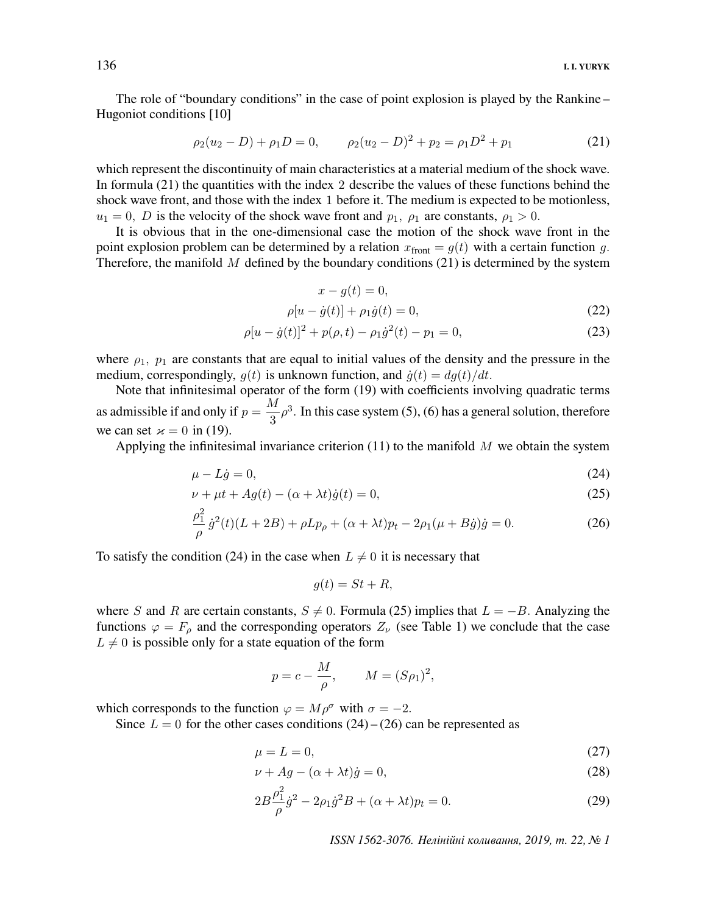The role of "boundary conditions" in the case of point explosion is played by the Rankine – Hugoniot conditions [10]

$$\rho_2(u_2 - D) + \rho_1 D = 0, \qquad \rho_2(u_2 - D)^2 + p_2 = \rho_1 D^2 + p_1 \tag{21}$$

which represent the discontinuity of main characteristics at a material medium of the shock wave. In formula (21) the quantities with the index 2 describe the values of these functions behind the shock wave front, and those with the index 1 before it. The medium is expected to be motionless, $u_1 = 0$, $D$ is the velocity of the shock wave front and $p_1$, $\rho_1$ are constants, $\rho_1 > 0$.

It is obvious that in the one-dimensional case the motion of the shock wave front in the point explosion problem can be determined by a relation $x_{\text{front}} = g(t)$ with a certain function $g$. Therefore, the manifold $M$ defined by the boundary conditions (21) is determined by the system

$$x - g(t) = 0,$$

$$\rho[u - \dot{g}(t)] + \rho_1 \dot{g}(t) = 0, \tag{22}$$

$$\rho[u - \dot{g}(t)]^2 + p(\rho, t) - \rho_1 \dot{g}^2(t) - p_1 = 0, \tag{23}$$

where $\rho_1$, $p_1$ are constants that are equal to initial values of the density and the pressure in the medium, correspondingly, $g(t)$ is unknown function, and $\dot{g}(t) = dg(t)/dt$.

Note that infinitesimal operator of the form (19) with coefficients involving quadratic terms as admissible if and only if $p = \dfrac{M}{3}\rho^3$. In this case system (5), (6) has a general solution, therefore we can set $\varkappa = 0$ in (19).

Applying the infinitesimal invariance criterion (11) to the manifold $M$ we obtain the system

$$\mu - L\dot{g} = 0, \tag{24}$$

$$\nu + \mu t + Ag(t) - (\alpha + \lambda t)\dot{g}(t) = 0, \tag{25}$$

$$\frac{\rho_1^2}{\rho}\dot{g}^2(t)(L + 2B) + \rho L p_\rho + (\alpha + \lambda t)p_t - 2\rho_1(\mu + B\dot{g})\dot{g} = 0. \tag{26}$$

To satisfy the condition (24) in the case when $L \neq 0$ it is necessary that

$$g(t) = St + R,$$

where $S$ and $R$ are certain constants, $S \neq 0$. Formula (25) implies that $L = -B$. Analyzing the functions $\varphi = F_\rho$ and the corresponding operators $Z_\nu$ (see Table 1) we conclude that the case $L \neq 0$ is possible only for a state equation of the form

$$p = c - \frac{M}{\rho}, \qquad M = (S\rho_1)^2,$$

which corresponds to the function $\varphi = M\rho^\sigma$ with $\sigma = -2$.

Since $L = 0$ for the other cases conditions (24) – (26) can be represented as

$$\mu = L = 0, \tag{27}$$

$$\nu + Ag - (\alpha + \lambda t)\dot{g} = 0, \tag{28}$$

$$2B\frac{\rho_1^2}{\rho}\dot{g}^2 - 2\rho_1\dot{g}^2 B + (\alpha + \lambda t)p_t = 0. \tag{29}$$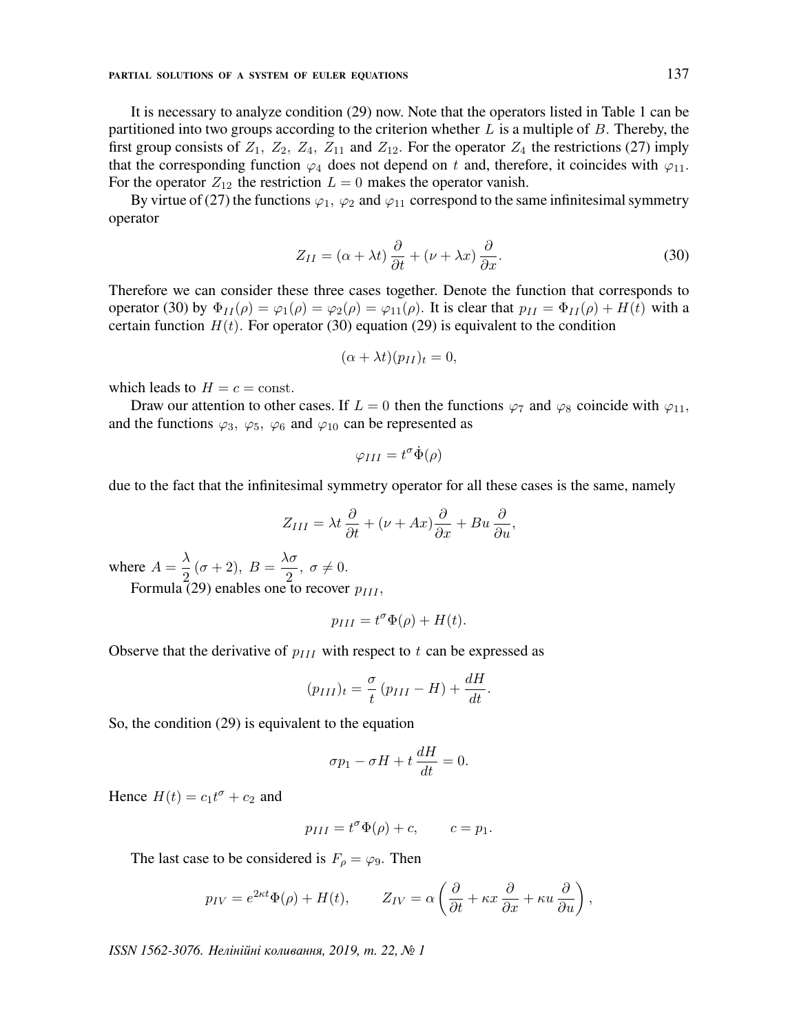It is necessary to analyze condition (29) now. Note that the operators listed in Table 1 can be partitioned into two groups according to the criterion whether $L$ is a multiple of $B$. Thereby, the first group consists of $Z_1,\ Z_2,\ Z_4,\ Z_{11}$ and $Z_{12}$. For the operator $Z_4$ the restrictions (27) imply that the corresponding function $\varphi_4$ does not depend on $t$ and, therefore, it coincides with $\varphi_{11}$. For the operator $Z_{12}$ the restriction $L = 0$ makes the operator vanish.

By virtue of (27) the functions $\varphi_1,\ \varphi_2$ and $\varphi_{11}$ correspond to the same infinitesimal symmetry operator

$$Z_{II} = (\alpha + \lambda t)\,\frac{\partial}{\partial t} + (\nu + \lambda x)\,\frac{\partial}{\partial x}. \tag{30}$$

Therefore we can consider these three cases together. Denote the function that corresponds to operator (30) by $\Phi_{II}(\rho) = \varphi_1(\rho) = \varphi_2(\rho) = \varphi_{11}(\rho)$. It is clear that $p_{II} = \Phi_{II}(\rho) + H(t)$ with a certain function $H(t)$. For operator (30) equation (29) is equivalent to the condition

$$(\alpha + \lambda t)(p_{II})_t = 0,$$

which leads to $H = c = \mathrm{const}$.

Draw our attention to other cases. If $L = 0$ then the functions $\varphi_7$ and $\varphi_8$ coincide with $\varphi_{11}$, and the functions $\varphi_3,\ \varphi_5,\ \varphi_6$ and $\varphi_{10}$ can be represented as

$$\varphi_{III} = t^{\sigma}\dot{\Phi}(\rho)$$

due to the fact that the infinitesimal symmetry operator for all these cases is the same, namely

$$Z_{III} = \lambda t\,\frac{\partial}{\partial t} + (\nu + Ax)\frac{\partial}{\partial x} + Bu\,\frac{\partial}{\partial u},$$

where $A = \dfrac{\lambda}{2}\,(\sigma + 2),\ B = \dfrac{\lambda\sigma}{2},\ \sigma \neq 0.$

Formula (29) enables one to recover $p_{III}$,

$$p_{III} = t^{\sigma}\Phi(\rho) + H(t).$$

Observe that the derivative of $p_{III}$ with respect to $t$ can be expressed as

$$(p_{III})_t = \frac{\sigma}{t}\,(p_{III} - H) + \frac{dH}{dt}.$$

So, the condition (29) is equivalent to the equation

$$\sigma p_1 - \sigma H + t\,\frac{dH}{dt} = 0.$$

Hence $H(t) = c_1 t^{\sigma} + c_2$ and

$$p_{III} = t^{\sigma}\Phi(\rho) + c, \qquad c = p_1.$$

The last case to be considered is $F_\rho = \varphi_9$. Then

$$p_{IV} = e^{2\kappa t}\Phi(\rho) + H(t), \qquad Z_{IV} = \alpha\left(\frac{\partial}{\partial t} + \kappa x\,\frac{\partial}{\partial x} + \kappa u\,\frac{\partial}{\partial u}\right),$$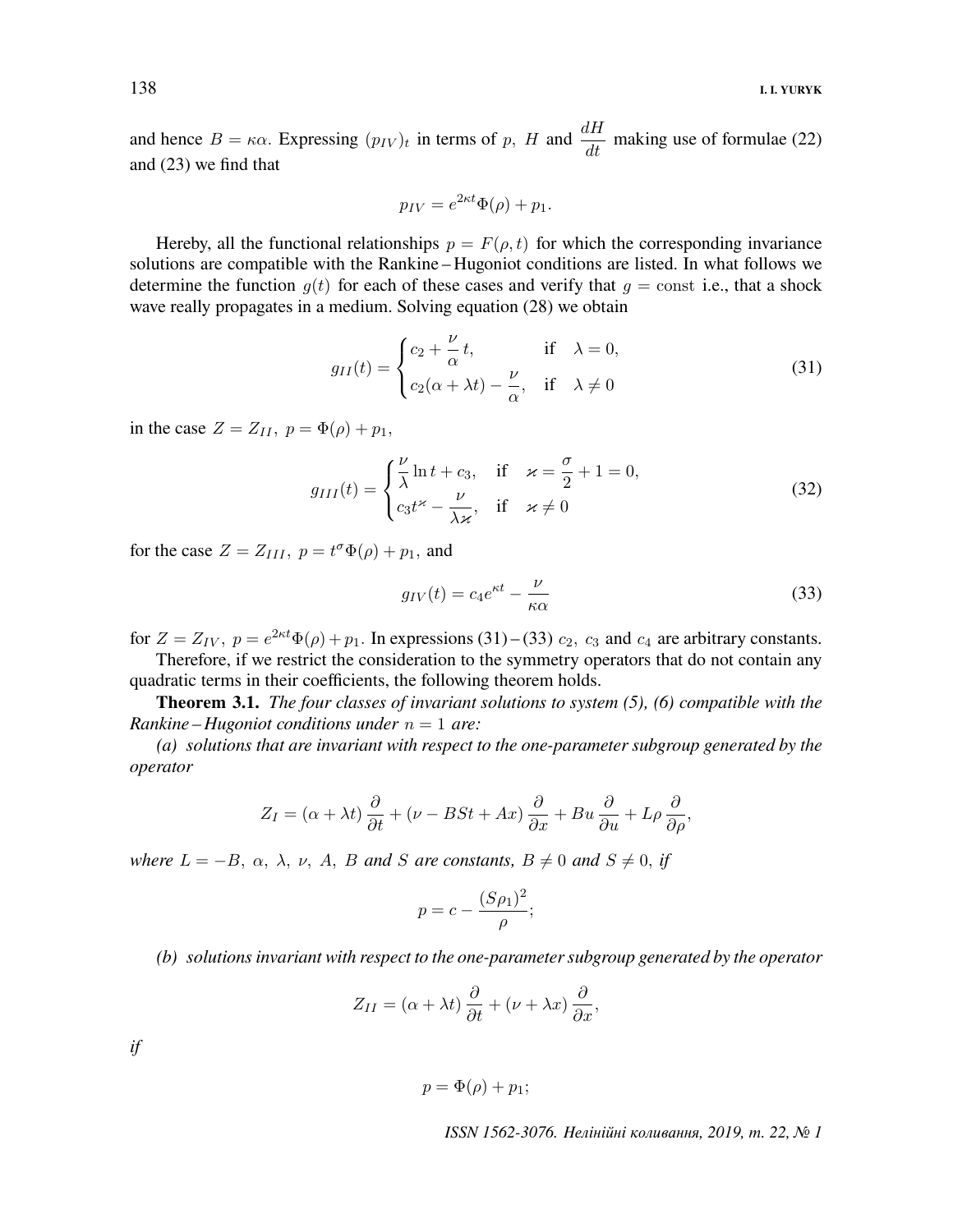and hence $B = \kappa\alpha$. Expressing $(p_{IV})_t$ in terms of $p$, $H$ and $\dfrac{dH}{dt}$ making use of formulae (22) and (23) we find that

$$p_{IV} = e^{2\kappa t}\Phi(\rho) + p_1.$$

Hereby, all the functional relationships $p = F(\rho, t)$ for which the corresponding invariance solutions are compatible with the Rankine – Hugoniot conditions are listed. In what follows we determine the function $g(t)$ for each of these cases and verify that $g = \text{const}$ i.e., that a shock wave really propagates in a medium. Solving equation (28) we obtain

$$g_{II}(t) = \begin{cases} c_2 + \dfrac{\nu}{\alpha}\,t, & \text{if} \quad \lambda = 0, \\ c_2(\alpha + \lambda t) - \dfrac{\nu}{\alpha}, & \text{if} \quad \lambda \neq 0 \end{cases} \tag{31}$$

in the case $Z = Z_{II}$, $p = \Phi(\rho) + p_1$,

$$g_{III}(t) = \begin{cases} \dfrac{\nu}{\lambda}\ln t + c_3, & \text{if} \quad \varkappa = \dfrac{\sigma}{2} + 1 = 0, \\ c_3 t^{\varkappa} - \dfrac{\nu}{\lambda\varkappa}, & \text{if} \quad \varkappa \neq 0 \end{cases} \tag{32}$$

for the case $Z = Z_{III}$, $p = t^{\sigma}\Phi(\rho) + p_1$, and

$$g_{IV}(t) = c_4 e^{\kappa t} - \frac{\nu}{\kappa\alpha} \tag{33}$$

for $Z = Z_{IV}$, $p = e^{2\kappa t}\Phi(\rho) + p_1$. In expressions (31) – (33) $c_2$, $c_3$ and $c_4$ are arbitrary constants.

Therefore, if we restrict the consideration to the symmetry operators that do not contain any quadratic terms in their coefficients, the following theorem holds.

**Theorem 3.1.** *The four classes of invariant solutions to system (5), (6) compatible with the Rankine – Hugoniot conditions under $n = 1$ are:*

*(a) solutions that are invariant with respect to the one-parameter subgroup generated by the operator*

$$Z_I = (\alpha + \lambda t)\frac{\partial}{\partial t} + (\nu - BSt + Ax)\frac{\partial}{\partial x} + Bu\frac{\partial}{\partial u} + L\rho\frac{\partial}{\partial \rho},$$

*where $L = -B$, $\alpha$, $\lambda$, $\nu$, $A$, $B$ and $S$ are constants, $B \neq 0$ and $S \neq 0$, if*

$$p = c - \frac{(S\rho_1)^2}{\rho};$$

*(b) solutions invariant with respect to the one-parameter subgroup generated by the operator*

$$Z_{II} = (\alpha + \lambda t)\frac{\partial}{\partial t} + (\nu + \lambda x)\frac{\partial}{\partial x},$$

*if*

$$p = \Phi(\rho) + p_1;$$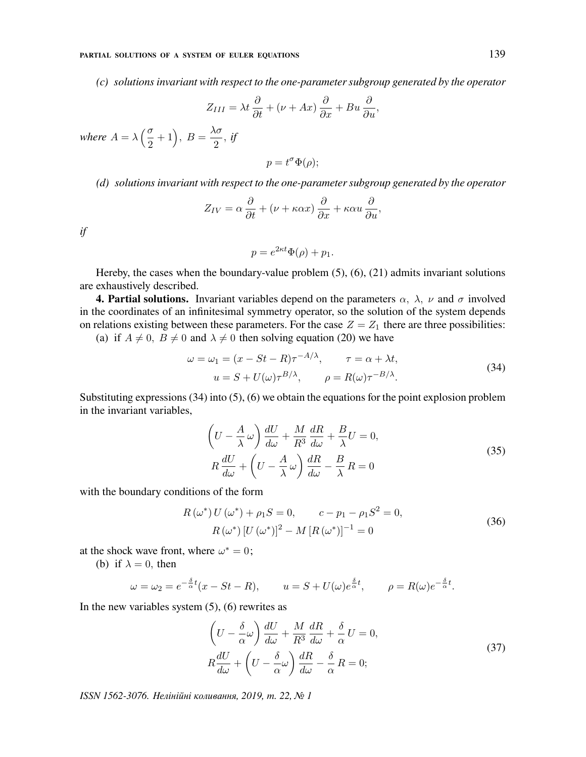*(c) solutions invariant with respect to the one-parameter subgroup generated by the operator*

$$Z_{III} = \lambda t \frac{\partial}{\partial t} + (\nu + Ax) \frac{\partial}{\partial x} + Bu \frac{\partial}{\partial u},$$

*where* $A = \lambda \left( \frac{\sigma}{2} + 1 \right),\ B = \frac{\lambda \sigma}{2}$, *if*

$$p = t^{\sigma} \Phi(\rho);$$

*(d) solutions invariant with respect to the one-parameter subgroup generated by the operator*

$$Z_{IV} = \alpha \frac{\partial}{\partial t} + (\nu + \kappa \alpha x) \frac{\partial}{\partial x} + \kappa \alpha u \frac{\partial}{\partial u},$$

*if*

$$p = e^{2\kappa t} \Phi(\rho) + p_1.$$

Hereby, the cases when the boundary-value problem (5), (6), (21) admits invariant solutions are exhaustively described.

**4. Partial solutions.** Invariant variables depend on the parameters $\alpha,\ \lambda,\ \nu$ and $\sigma$ involved in the coordinates of an infinitesimal symmetry operator, so the solution of the system depends on relations existing between these parameters. For the case $Z = Z_1$ there are three possibilities:

(a) if $A \neq 0,\ B \neq 0$ and $\lambda \neq 0$ then solving equation (20) we have

$$\begin{aligned} \omega = \omega_1 = (x - St - R)\tau^{-A/\lambda}, \qquad & \tau = \alpha + \lambda t, \\ u = S + U(\omega)\tau^{B/\lambda}, \qquad & \rho = R(\omega)\tau^{-B/\lambda}. \end{aligned} \tag{34}$$

Substituting expressions (34) into (5), (6) we obtain the equations for the point explosion problem in the invariant variables,

$$\begin{aligned} \left( U - \frac{A}{\lambda}\, \omega \right) \frac{dU}{d\omega} + \frac{M}{R^3}\, \frac{dR}{d\omega} + \frac{B}{\lambda} U = 0, \\ R\, \frac{dU}{d\omega} + \left( U - \frac{A}{\lambda}\, \omega \right) \frac{dR}{d\omega} - \frac{B}{\lambda}\, R = 0 \end{aligned} \tag{35}$$

with the boundary conditions of the form

$$\begin{aligned} R\left(\omega^*\right) U\left(\omega^*\right) + \rho_1 S = 0, \qquad & c - p_1 - \rho_1 S^2 = 0, \\ R\left(\omega^*\right) \left[U\left(\omega^*\right)\right]^2 - M \left[R\left(\omega^*\right)\right]^{-1} = 0 & \end{aligned} \tag{36}$$

at the shock wave front, where $\omega^* = 0$;

(b) if $\lambda = 0$, then

$$\omega = \omega_2 = e^{-\frac{\delta}{\alpha} t}(x - St - R), \qquad u = S + U(\omega) e^{\frac{\delta}{\alpha} t}, \qquad \rho = R(\omega) e^{-\frac{\delta}{\alpha} t}.$$

In the new variables system (5), (6) rewrites as

$$\begin{aligned} \left( U - \frac{\delta}{\alpha} \omega \right) \frac{dU}{d\omega} + \frac{M}{R^3}\, \frac{dR}{d\omega} + \frac{\delta}{\alpha}\, U = 0, \\ R \frac{dU}{d\omega} + \left( U - \frac{\delta}{\alpha} \omega \right) \frac{dR}{d\omega} - \frac{\delta}{\alpha}\, R = 0; \end{aligned} \tag{37}$$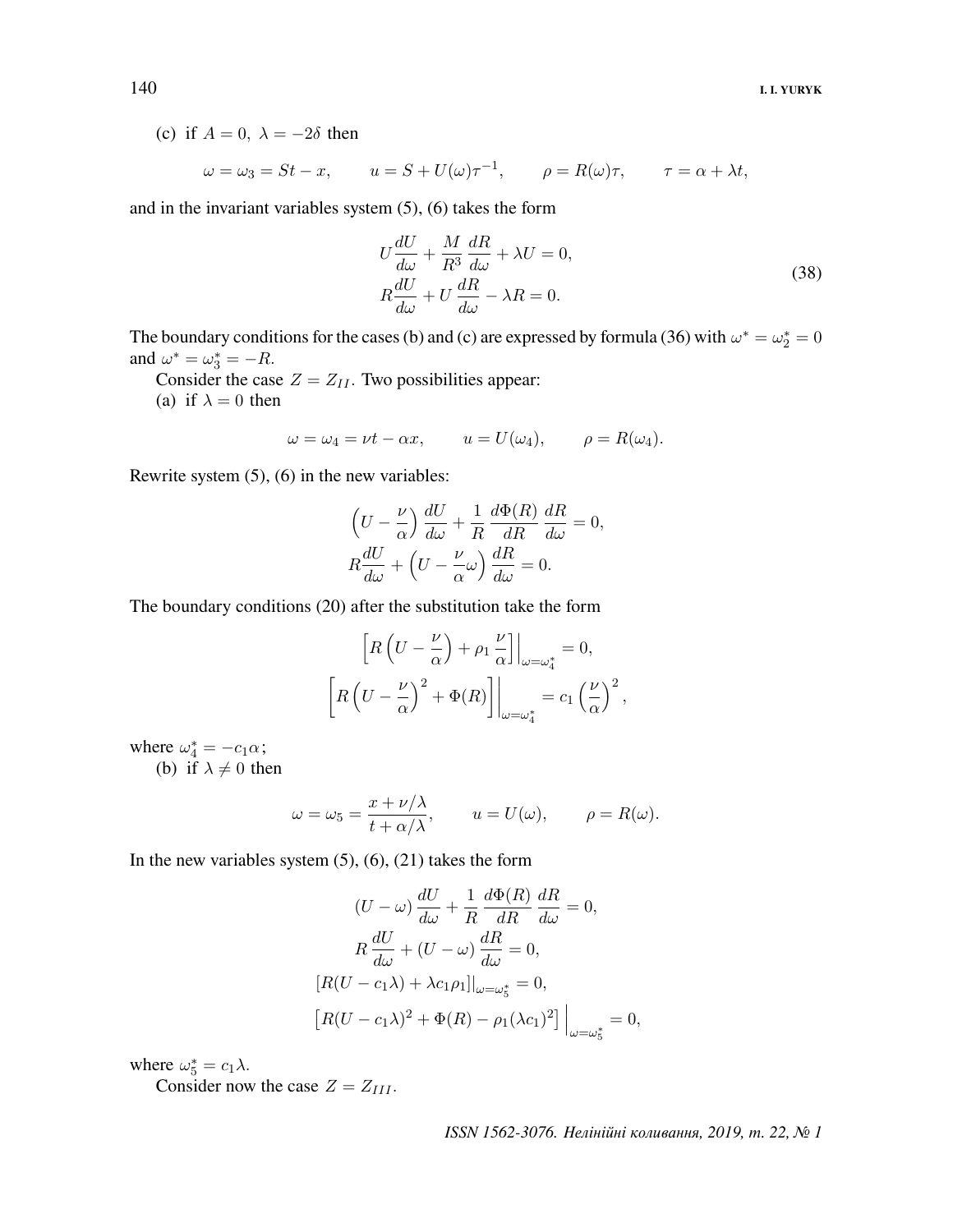(c) if $A = 0,\ \lambda = -2\delta$ then

$$\omega = \omega_3 = St - x, \qquad u = S + U(\omega)\tau^{-1}, \qquad \rho = R(\omega)\tau, \qquad \tau = \alpha + \lambda t,$$

and in the invariant variables system (5), (6) takes the form

$$\begin{aligned}
&U\frac{dU}{d\omega} + \frac{M}{R^3}\frac{dR}{d\omega} + \lambda U = 0,\\
&R\frac{dU}{d\omega} + U\frac{dR}{d\omega} - \lambda R = 0.
\end{aligned} \tag{38}$$

The boundary conditions for the cases (b) and (c) are expressed by formula (36) with $\omega^* = \omega_2^* = 0$ and $\omega^* = \omega_3^* = -R$.

Consider the case $Z = Z_{II}$. Two possibilities appear:

(a) if $\lambda = 0$ then

$$\omega = \omega_4 = \nu t - \alpha x, \qquad u = U(\omega_4), \qquad \rho = R(\omega_4).$$

Rewrite system (5), (6) in the new variables:

$$\begin{aligned}
&\left(U - \frac{\nu}{\alpha}\right)\frac{dU}{d\omega} + \frac{1}{R}\frac{d\Phi(R)}{dR}\frac{dR}{d\omega} = 0,\\
&R\frac{dU}{d\omega} + \left(U - \frac{\nu}{\alpha}\omega\right)\frac{dR}{d\omega} = 0.
\end{aligned}$$

The boundary conditions (20) after the substitution take the form

$$\begin{aligned}
&\left[R\left(U - \frac{\nu}{\alpha}\right) + \rho_1\frac{\nu}{\alpha}\right]\Big|_{\omega=\omega_4^*} = 0,\\
&\left[R\left(U - \frac{\nu}{\alpha}\right)^2 + \Phi(R)\right]\Bigg|_{\omega=\omega_4^*} = c_1\left(\frac{\nu}{\alpha}\right)^2,
\end{aligned}$$

where $\omega_4^* = -c_1\alpha$;

(b) if $\lambda \neq 0$ then

$$\omega = \omega_5 = \frac{x + \nu/\lambda}{t + \alpha/\lambda}, \qquad u = U(\omega), \qquad \rho = R(\omega).$$

In the new variables system (5), (6), (21) takes the form

$$\begin{aligned}
&(U - \omega)\frac{dU}{d\omega} + \frac{1}{R}\frac{d\Phi(R)}{dR}\frac{dR}{d\omega} = 0,\\
&R\frac{dU}{d\omega} + (U - \omega)\frac{dR}{d\omega} = 0,\\
&[R(U - c_1\lambda) + \lambda c_1\rho_1]|_{\omega=\omega_5^*} = 0,\\
&\left[R(U - c_1\lambda)^2 + \Phi(R) - \rho_1(\lambda c_1)^2\right]\Big|_{\omega=\omega_5^*} = 0,
\end{aligned}$$

where $\omega_5^* = c_1\lambda$.

Consider now the case $Z = Z_{III}$.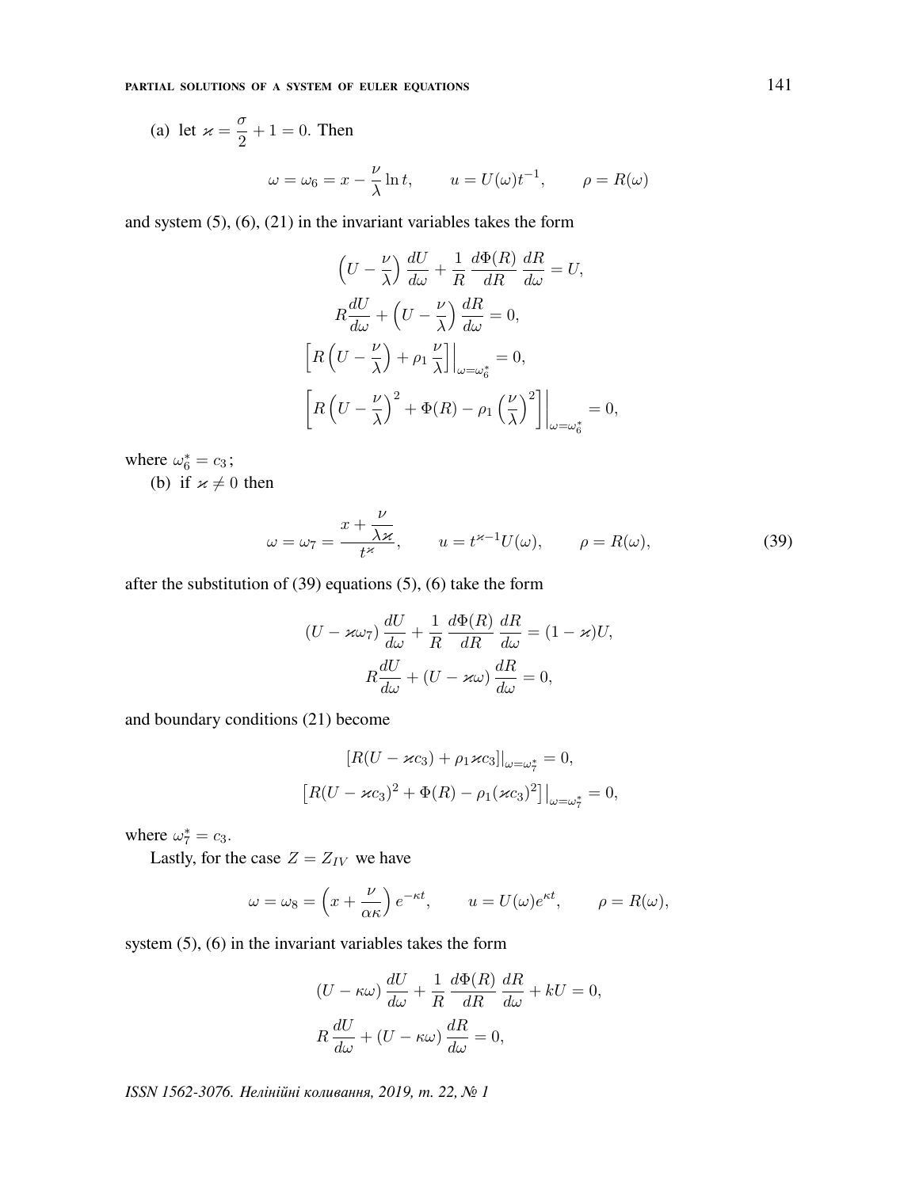(a) let $\varkappa = \dfrac{\sigma}{2} + 1 = 0$. Then

$$\omega = \omega_6 = x - \frac{\nu}{\lambda}\ln t, \qquad u = U(\omega)t^{-1}, \qquad \rho = R(\omega)$$

and system (5), (6), (21) in the invariant variables takes the form

$$\begin{gathered}
\left(U - \frac{\nu}{\lambda}\right)\frac{dU}{d\omega} + \frac{1}{R}\,\frac{d\Phi(R)}{dR}\,\frac{dR}{d\omega} = U,\\
R\frac{dU}{d\omega} + \left(U - \frac{\nu}{\lambda}\right)\frac{dR}{d\omega} = 0,\\
\left[R\left(U - \frac{\nu}{\lambda}\right) + \rho_1\,\frac{\nu}{\lambda}\right]\Big|_{\omega=\omega_6^*} = 0,\\
\left[R\left(U - \frac{\nu}{\lambda}\right)^2 + \Phi(R) - \rho_1\left(\frac{\nu}{\lambda}\right)^2\right]\Big|_{\omega=\omega_6^*} = 0,
\end{gathered}$$

where $\omega_6^* = c_3$;

(b) if $\varkappa \neq 0$ then

$$\omega = \omega_7 = \frac{x + \dfrac{\nu}{\lambda\varkappa}}{t^{\varkappa}}, \qquad u = t^{\varkappa-1}U(\omega), \qquad \rho = R(\omega), \tag{39}$$

after the substitution of (39) equations (5), (6) take the form

$$\begin{gathered}
(U - \varkappa\omega_7)\,\frac{dU}{d\omega} + \frac{1}{R}\,\frac{d\Phi(R)}{dR}\,\frac{dR}{d\omega} = (1-\varkappa)U,\\
R\frac{dU}{d\omega} + (U - \varkappa\omega)\,\frac{dR}{d\omega} = 0,
\end{gathered}$$

and boundary conditions (21) become

$$\begin{gathered}
[R(U - \varkappa c_3) + \rho_1\varkappa c_3]|_{\omega=\omega_7^*} = 0,\\
\left[R(U - \varkappa c_3)^2 + \Phi(R) - \rho_1(\varkappa c_3)^2\right]\big|_{\omega=\omega_7^*} = 0,
\end{gathered}$$

where $\omega_7^* = c_3$.

Lastly, for the case $Z = Z_{IV}$ we have

$$\omega = \omega_8 = \left(x + \frac{\nu}{\alpha\kappa}\right)e^{-\kappa t}, \qquad u = U(\omega)e^{\kappa t}, \qquad \rho = R(\omega),$$

system (5), (6) in the invariant variables takes the form

$$\begin{aligned}
&(U - \kappa\omega)\,\frac{dU}{d\omega} + \frac{1}{R}\,\frac{d\Phi(R)}{dR}\,\frac{dR}{d\omega} + kU = 0,\\
&R\,\frac{dU}{d\omega} + (U - \kappa\omega)\,\frac{dR}{d\omega} = 0,
\end{aligned}$$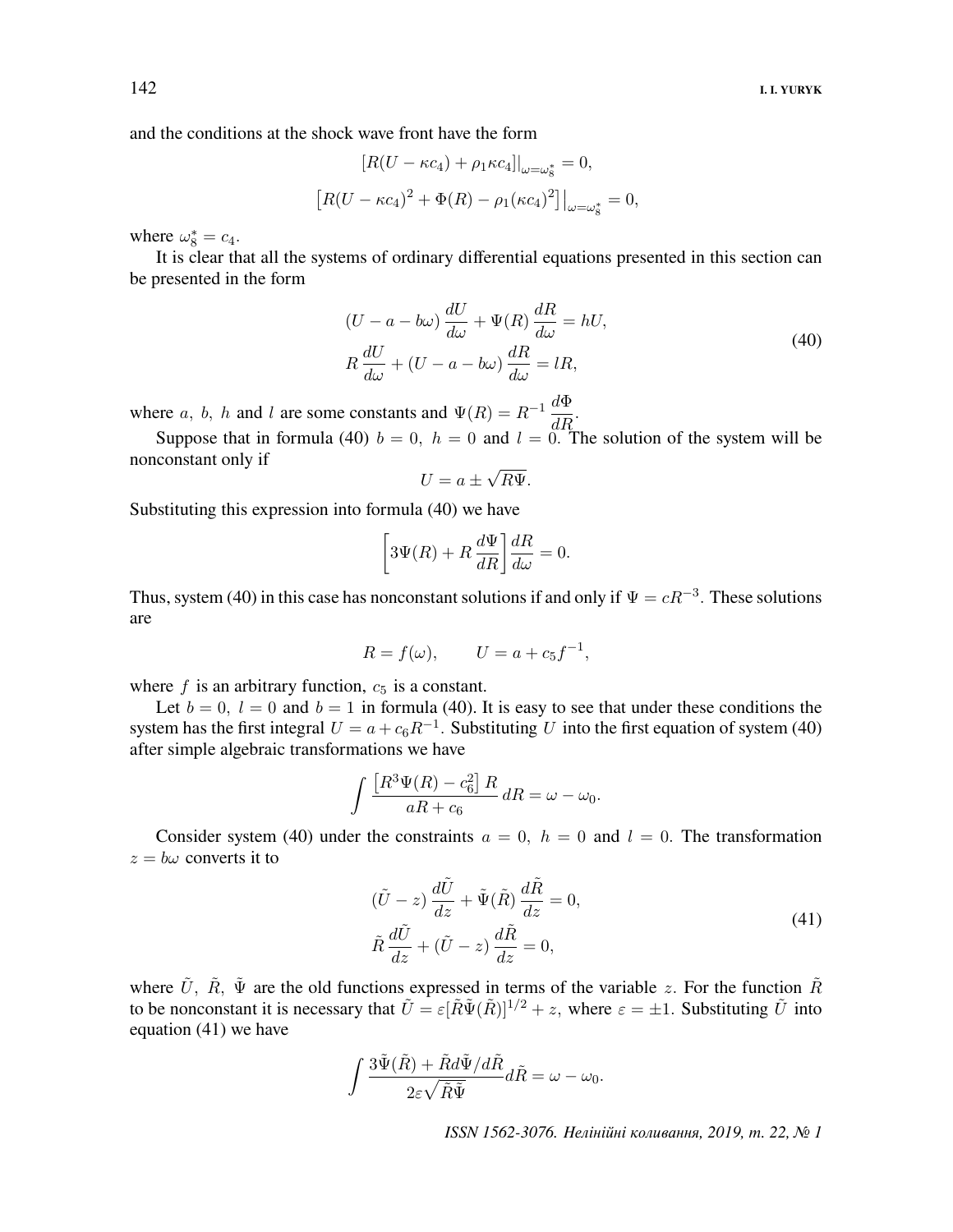and the conditions at the shock wave front have the form

$$[R(U - \kappa c_4) + \rho_1 \kappa c_4]\big|_{\omega=\omega_8^*} = 0,$$

$$\left[R(U - \kappa c_4)^2 + \Phi(R) - \rho_1 (\kappa c_4)^2\right]\big|_{\omega=\omega_8^*} = 0,$$

where $\omega_8^* = c_4$.

It is clear that all the systems of ordinary differential equations presented in this section can be presented in the form

$$\begin{aligned}
&(U - a - b\omega)\frac{dU}{d\omega} + \Psi(R)\frac{dR}{d\omega} = hU,\\
&R\frac{dU}{d\omega} + (U - a - b\omega)\frac{dR}{d\omega} = lR,
\end{aligned} \tag{40}$$

where $a,\ b,\ h$ and $l$ are some constants and $\Psi(R) = R^{-1}\dfrac{d\Phi}{dR}$.

Suppose that in formula (40) $b = 0,\ h = 0$ and $l = 0$. The solution of the system will be nonconstant only if

$$U = a \pm \sqrt{R\Psi}.$$

Substituting this expression into formula (40) we have

$$\left[3\Psi(R) + R\frac{d\Psi}{dR}\right]\frac{dR}{d\omega} = 0.$$

Thus, system (40) in this case has nonconstant solutions if and only if $\Psi = cR^{-3}$. These solutions are

$$R = f(\omega), \qquad U = a + c_5 f^{-1},$$

where $f$ is an arbitrary function, $c_5$ is a constant.

Let $b = 0,\ l = 0$ and $b = 1$ in formula (40). It is easy to see that under these conditions the system has the first integral $U = a + c_6 R^{-1}$. Substituting $U$ into the first equation of system (40) after simple algebraic transformations we have

$$\int \frac{\left[R^3\Psi(R) - c_6^2\right]R}{aR + c_6}\,dR = \omega - \omega_0.$$

Consider system (40) under the constraints $a = 0,\ h = 0$ and $l = 0$. The transformation $z = b\omega$ converts it to

$$\begin{aligned}
&(\tilde{U} - z)\frac{d\tilde{U}}{dz} + \tilde{\Psi}(\tilde{R})\frac{d\tilde{R}}{dz} = 0,\\
&\tilde{R}\frac{d\tilde{U}}{dz} + (\tilde{U} - z)\frac{d\tilde{R}}{dz} = 0,
\end{aligned} \tag{41}$$

where $\tilde{U},\ \tilde{R},\ \tilde{\Psi}$ are the old functions expressed in terms of the variable $z$. For the function $\tilde{R}$ to be nonconstant it is necessary that $\tilde{U} = \varepsilon[\tilde{R}\tilde{\Psi}(\tilde{R})]^{1/2} + z$, where $\varepsilon = \pm 1$. Substituting $\tilde{U}$ into equation (41) we have

$$\int \frac{3\tilde{\Psi}(\tilde{R}) + \tilde{R}d\tilde{\Psi}/d\tilde{R}}{2\varepsilon\sqrt{\tilde{R}\tilde{\Psi}}}d\tilde{R} = \omega - \omega_0.$$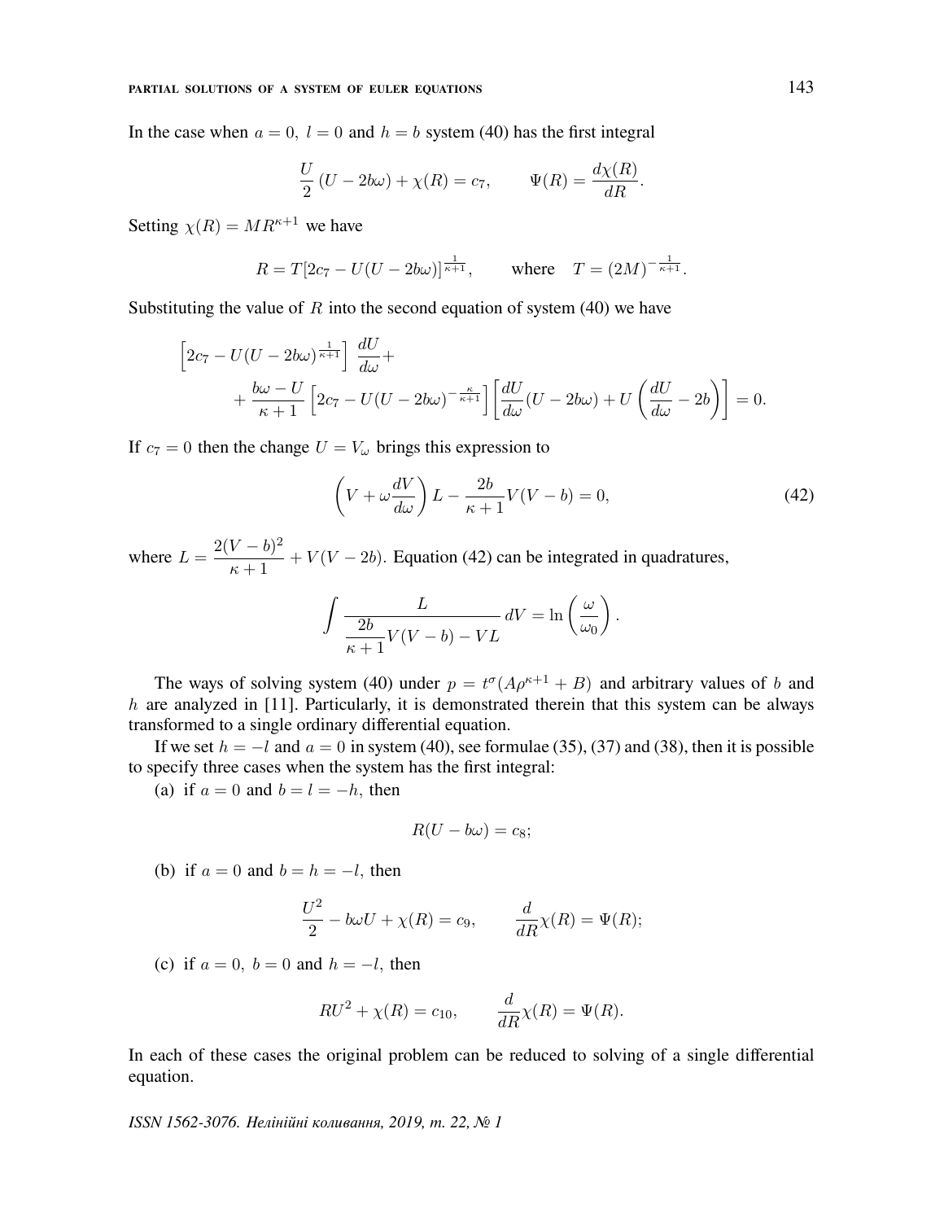In the case when $a = 0,\ l = 0$ and $h = b$ system (40) has the first integral

$$\frac{U}{2}\,(U - 2b\omega) + \chi(R) = c_7, \qquad \Psi(R) = \frac{d\chi(R)}{dR}.$$

Setting $\chi(R) = MR^{\kappa+1}$ we have

$$R = T[2c_7 - U(U - 2b\omega)]^{\frac{1}{\kappa+1}}, \qquad \text{where} \quad T = (2M)^{-\frac{1}{\kappa+1}}.$$

Substituting the value of $R$ into the second equation of system (40) we have

$$\left[2c_7 - U(U-2b\omega)^{\frac{1}{\kappa+1}}\right]\,\frac{dU}{d\omega} + \\ + \frac{b\omega - U}{\kappa+1}\left[2c_7 - U(U-2b\omega)^{-\frac{\kappa}{\kappa+1}}\right]\left[\frac{dU}{d\omega}(U-2b\omega) + U\left(\frac{dU}{d\omega} - 2b\right)\right] = 0.$$

If $c_7 = 0$ then the change $U = V_\omega$ brings this expression to

$$\left(V + \omega\frac{dV}{d\omega}\right)L - \frac{2b}{\kappa+1}V(V-b) = 0, \tag{42}$$

where $L = \dfrac{2(V-b)^2}{\kappa+1} + V(V-2b)$. Equation (42) can be integrated in quadratures,

$$\int \frac{L}{\dfrac{2b}{\kappa+1}V(V-b) - VL}\,dV = \ln\left(\frac{\omega}{\omega_0}\right).$$

The ways of solving system (40) under $p = t^\sigma(A\rho^{\kappa+1} + B)$ and arbitrary values of $b$ and $h$ are analyzed in [11]. Particularly, it is demonstrated therein that this system can be always transformed to a single ordinary differential equation.

If we set $h = -l$ and $a = 0$ in system (40), see formulae (35), (37) and (38), then it is possible to specify three cases when the system has the first integral:

(a) if $a = 0$ and $b = l = -h$, then

$$R(U - b\omega) = c_8;$$

(b) if $a = 0$ and $b = h = -l$, then

$$\frac{U^2}{2} - b\omega U + \chi(R) = c_9, \qquad \frac{d}{dR}\chi(R) = \Psi(R);$$

(c) if $a = 0,\ b = 0$ and $h = -l$, then

$$RU^2 + \chi(R) = c_{10}, \qquad \frac{d}{dR}\chi(R) = \Psi(R).$$

In each of these cases the original problem can be reduced to solving of a single differential equation.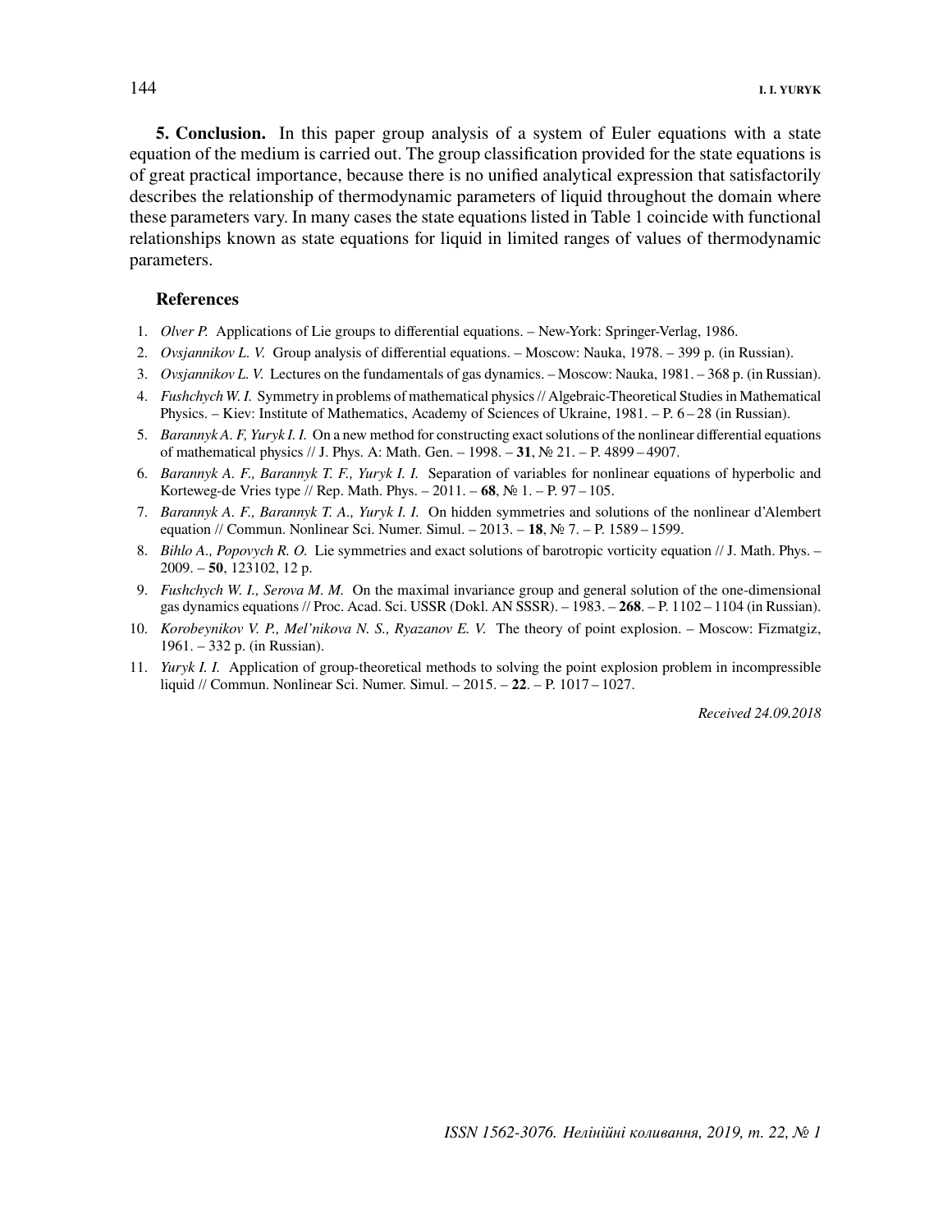**5. Conclusion.** In this paper group analysis of a system of Euler equations with a state equation of the medium is carried out. The group classification provided for the state equations is of great practical importance, because there is no unified analytical expression that satisfactorily describes the relationship of thermodynamic parameters of liquid throughout the domain where these parameters vary. In many cases the state equations listed in Table 1 coincide with functional relationships known as state equations for liquid in limited ranges of values of thermodynamic parameters.

### References

1. *Olver P.* Applications of Lie groups to differential equations. – New-York: Springer-Verlag, 1986.
2. *Ovsjannikov L. V.* Group analysis of differential equations. – Moscow: Nauka, 1978. – 399 p. (in Russian).
3. *Ovsjannikov L. V.* Lectures on the fundamentals of gas dynamics. – Moscow: Nauka, 1981. – 368 p. (in Russian).
4. *Fushchych W. I.* Symmetry in problems of mathematical physics // Algebraic-Theoretical Studies in Mathematical Physics. – Kiev: Institute of Mathematics, Academy of Sciences of Ukraine, 1981. – P. 6 – 28 (in Russian).
5. *Barannyk A. F, Yuryk I. I.* On a new method for constructing exact solutions of the nonlinear differential equations of mathematical physics // J. Phys. A: Math. Gen. – 1998. – **31**, № 21. – P. 4899 – 4907.
6. *Barannyk A. F., Barannyk T. F., Yuryk I. I.* Separation of variables for nonlinear equations of hyperbolic and Korteweg-de Vries type // Rep. Math. Phys. – 2011. – **68**, № 1. – P. 97 – 105.
7. *Barannyk A. F., Barannyk T. A., Yuryk I. I.* On hidden symmetries and solutions of the nonlinear d'Alembert equation // Commun. Nonlinear Sci. Numer. Simul. – 2013. – **18**, № 7. – P. 1589 – 1599.
8. *Bihlo A., Popovych R. O.* Lie symmetries and exact solutions of barotropic vorticity equation // J. Math. Phys. – 2009. – **50**, 123102, 12 p.
9. *Fushchych W. I., Serova M. M.* On the maximal invariance group and general solution of the one-dimensional gas dynamics equations // Proc. Acad. Sci. USSR (Dokl. AN SSSR). – 1983. – **268**. – P. 1102 – 1104 (in Russian).
10. *Korobeynikov V. P., Mel'nikova N. S., Ryazanov E. V.* The theory of point explosion. – Moscow: Fizmatgiz, 1961. – 332 p. (in Russian).
11. *Yuryk I. I.* Application of group-theoretical methods to solving the point explosion problem in incompressible liquid // Commun. Nonlinear Sci. Numer. Simul. – 2015. – **22**. – P. 1017 – 1027.

*Received 24.09.2018*